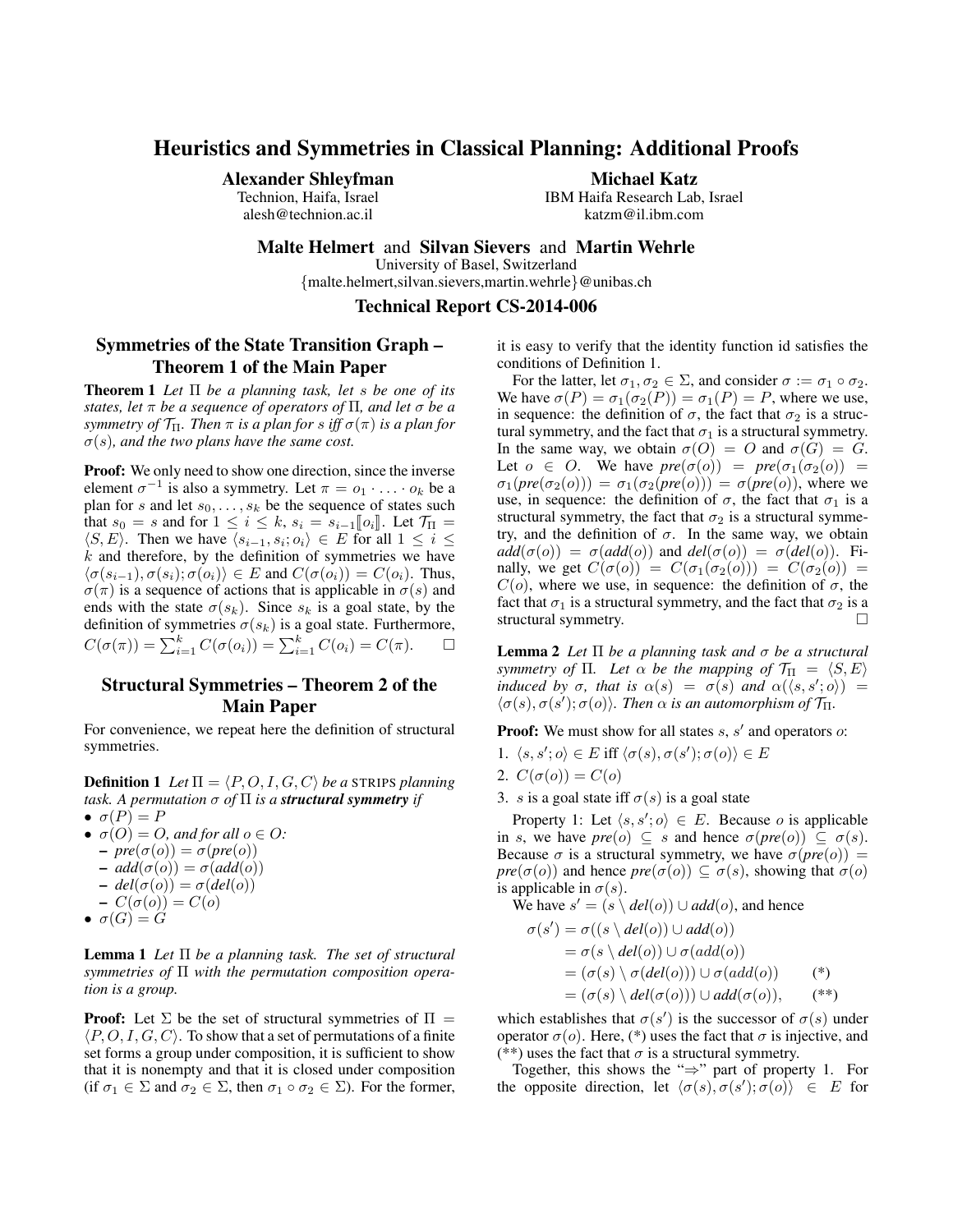# Heuristics and Symmetries in Classical Planning: Additional Proofs

**Alexander Shleyfman**
Technion, Haifa, Israel
alesh@technion.ac.il

**Michael Katz**
IBM Haifa Research Lab, Israel
katzm@il.ibm.com

**Malte Helmert** and **Silvan Sievers** and **Martin Wehrle**
University of Basel, Switzerland
{malte.helmert,silvan.sievers,martin.wehrle}@unibas.ch

**Technical Report CS-2014-006**

## Symmetries of the State Transition Graph – Theorem 1 of the Main Paper

**Theorem 1** *Let $\Pi$ be a planning task, let $s$ be one of its states, let $\pi$ be a sequence of operators of $\Pi$, and let $\sigma$ be a symmetry of $\mathcal{T}_\Pi$. Then $\pi$ is a plan for $s$ iff $\sigma(\pi)$ is a plan for $\sigma(s)$, and the two plans have the same cost.*

**Proof:** We only need to show one direction, since the inverse element $\sigma^{-1}$ is also a symmetry. Let $\pi = o_1 \cdot \ldots \cdot o_k$ be a plan for $s$ and let $s_0, \ldots, s_k$ be the sequence of states such that $s_0 = s$ and for $1 \leq i \leq k$, $s_i = s_{i-1}[\![o_i]\!]$. Let $\mathcal{T}_\Pi = \langle S, E\rangle$. Then we have $\langle s_{i-1}, s_i; o_i\rangle \in E$ for all $1 \leq i \leq k$ and therefore, by the definition of symmetries we have $\langle \sigma(s_{i-1}), \sigma(s_i); \sigma(o_i)\rangle \in E$ and $C(\sigma(o_i)) = C(o_i)$. Thus, $\sigma(\pi)$ is a sequence of actions that is applicable in $\sigma(s)$ and ends with the state $\sigma(s_k)$. Since $s_k$ is a goal state, by the definition of symmetries $\sigma(s_k)$ is a goal state. Furthermore, $C(\sigma(\pi)) = \sum_{i=1}^{k} C(\sigma(o_i)) = \sum_{i=1}^{k} C(o_i) = C(\pi)$. □

## Structural Symmetries – Theorem 2 of the Main Paper

For convenience, we repeat here the definition of structural symmetries.

**Definition 1** *Let $\Pi = \langle P, O, I, G, C\rangle$ be a* STRIPS *planning task. A permutation $\sigma$ of $\Pi$ is a* ***structural symmetry*** *if*

- $\sigma(P) = P$
- $\sigma(O) = O$, *and for all $o \in O$:*
  - $pre(\sigma(o)) = \sigma(pre(o))$
  - $add(\sigma(o)) = \sigma(add(o))$
  - $del(\sigma(o)) = \sigma(del(o))$
  - $C(\sigma(o)) = C(o)$
- $\sigma(G) = G$

**Lemma 1** *Let $\Pi$ be a planning task. The set of structural symmetries of $\Pi$ with the permutation composition operation is a group.*

**Proof:** Let $\Sigma$ be the set of structural symmetries of $\Pi = \langle P, O, I, G, C\rangle$. To show that a set of permutations of a finite set forms a group under composition, it is sufficient to show that it is nonempty and that it is closed under composition (if $\sigma_1 \in \Sigma$ and $\sigma_2 \in \Sigma$, then $\sigma_1 \circ \sigma_2 \in \Sigma$). For the former, it is easy to verify that the identity function id satisfies the conditions of Definition 1.

For the latter, let $\sigma_1, \sigma_2 \in \Sigma$, and consider $\sigma := \sigma_1 \circ \sigma_2$. We have $\sigma(P) = \sigma_1(\sigma_2(P)) = \sigma_1(P) = P$, where we use, in sequence: the definition of $\sigma$, the fact that $\sigma_2$ is a structural symmetry, and the fact that $\sigma_1$ is a structural symmetry. In the same way, we obtain $\sigma(O) = O$ and $\sigma(G) = G$. Let $o \in O$. We have $pre(\sigma(o)) = pre(\sigma_1(\sigma_2(o))) = \sigma_1(pre(\sigma_2(o))) = \sigma_1(\sigma_2(pre(o))) = \sigma(pre(o))$, where we use, in sequence: the definition of $\sigma$, the fact that $\sigma_1$ is a structural symmetry, the fact that $\sigma_2$ is a structural symmetry, and the definition of $\sigma$. In the same way, we obtain $add(\sigma(o)) = \sigma(add(o))$ and $del(\sigma(o)) = \sigma(del(o))$. Finally, we get $C(\sigma(o)) = C(\sigma_1(\sigma_2(o))) = C(\sigma_2(o)) = C(o)$, where we use, in sequence: the definition of $\sigma$, the fact that $\sigma_1$ is a structural symmetry, and the fact that $\sigma_2$ is a structural symmetry. □

**Lemma 2** *Let $\Pi$ be a planning task and $\sigma$ be a structural symmetry of $\Pi$. Let $\alpha$ be the mapping of $\mathcal{T}_\Pi = \langle S, E\rangle$ induced by $\sigma$, that is $\alpha(s) = \sigma(s)$ and $\alpha(\langle s, s'; o\rangle) = \langle \sigma(s), \sigma(s'); \sigma(o)\rangle$. Then $\alpha$ is an automorphism of $\mathcal{T}_\Pi$.*

**Proof:** We must show for all states $s$, $s'$ and operators $o$:

1. $\langle s, s'; o\rangle \in E$ iff $\langle \sigma(s), \sigma(s'); \sigma(o)\rangle \in E$
2. $C(\sigma(o)) = C(o)$
3. $s$ is a goal state iff $\sigma(s)$ is a goal state

Property 1: Let $\langle s, s'; o\rangle \in E$. Because $o$ is applicable in $s$, we have $pre(o) \subseteq s$ and hence $\sigma(pre(o)) \subseteq \sigma(s)$. Because $\sigma$ is a structural symmetry, we have $\sigma(pre(o)) = pre(\sigma(o))$ and hence $pre(\sigma(o)) \subseteq \sigma(s)$, showing that $\sigma(o)$ is applicable in $\sigma(s)$.

We have $s' = (s \setminus del(o)) \cup add(o)$, and hence

$$
\begin{aligned}
\sigma(s') &= \sigma((s \setminus del(o)) \cup add(o)) \\
&= \sigma(s \setminus del(o)) \cup \sigma(add(o)) \\
&= (\sigma(s) \setminus \sigma(del(o))) \cup \sigma(add(o)) \qquad (*) \\
&= (\sigma(s) \setminus del(\sigma(o))) \cup add(\sigma(o)), \qquad (**)
\end{aligned}
$$

which establishes that $\sigma(s')$ is the successor of $\sigma(s)$ under operator $\sigma(o)$. Here, (*) uses the fact that $\sigma$ is injective, and (**) uses the fact that $\sigma$ is a structural symmetry.

Together, this shows the "⇒" part of property 1. For the opposite direction, let $\langle \sigma(s), \sigma(s'); \sigma(o)\rangle \in E$ for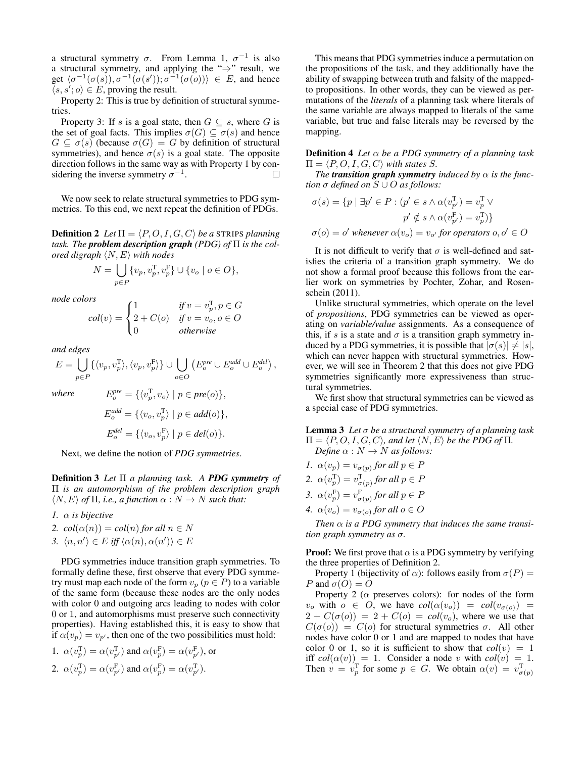a structural symmetry $\sigma$. From Lemma 1, $\sigma^{-1}$ is also a structural symmetry, and applying the "⇒" result, we get $\langle \sigma^{-1}(\sigma(s)), \sigma^{-1}(\sigma(s')); \sigma^{-1}(\sigma(o))\rangle \in E$, and hence $\langle s, s'; o\rangle \in E$, proving the result.

Property 2: This is true by definition of structural symmetries.

Property 3: If $s$ is a goal state, then $G \subseteq s$, where $G$ is the set of goal facts. This implies $\sigma(G) \subseteq \sigma(s)$ and hence $G \subseteq \sigma(s)$ (because $\sigma(G) = G$ by definition of structural symmetries), and hence $\sigma(s)$ is a goal state. The opposite direction follows in the same way as with Property 1 by considering the inverse symmetry $\sigma^{-1}$. □

We now seek to relate structural symmetries to PDG symmetries. To this end, we next repeat the definition of PDGs.

**Definition 2** *Let $\Pi = \langle P, O, I, G, C\rangle$ be a* STRIPS *planning task. The* ***problem description graph*** *(PDG) of $\Pi$ is the colored digraph $\langle N, E\rangle$ with nodes*

$$N = \bigcup_{p\in P} \{v_p, v_p^{\mathrm{T}}, v_p^{\mathrm{F}}\} \cup \{v_o \mid o \in O\},$$

*node colors*

$$col(v) = \begin{cases} 1 & \text{if } v = v_p^{\mathrm{T}}, p \in G \\ 2 + C(o) & \text{if } v = v_o, o \in O \\ 0 & \text{otherwise} \end{cases}$$

*and edges*

$$E = \bigcup_{p\in P} \{\langle v_p, v_p^{\mathrm{T}}\rangle, \langle v_p, v_p^{\mathrm{F}}\rangle\} \cup \bigcup_{o\in O} \left(E_o^{pre} \cup E_o^{add} \cup E_o^{del}\right),$$

*where*

$$E_o^{pre} = \{\langle v_p^{\mathrm{T}}, v_o\rangle \mid p \in pre(o)\},$$

$$E_o^{add} = \{\langle v_o, v_p^{\mathrm{T}}\rangle \mid p \in add(o)\},$$

$$E_o^{del} = \{\langle v_o, v_p^{\mathrm{F}}\rangle \mid p \in del(o)\}.$$

Next, we define the notion of *PDG symmetries*.

**Definition 3** *Let $\Pi$ a planning task. A* ***PDG symmetry*** *of $\Pi$ is an automorphism of the problem description graph $\langle N, E\rangle$ of $\Pi$, i.e., a function $\alpha : N \to N$ such that:*

1. *$\alpha$ is bijective*
2. *$col(\alpha(n)) = col(n)$ for all $n \in N$*
3. *$\langle n, n'\rangle \in E$ iff $\langle \alpha(n), \alpha(n')\rangle \in E$*

PDG symmetries induce transition graph symmetries. To formally define these, first observe that every PDG symmetry must map each node of the form $v_p$ ($p \in P$) to a variable of the same form (because these nodes are the only nodes with color 0 and outgoing arcs leading to nodes with color 0 or 1, and automorphisms must preserve such connectivity properties). Having established this, it is easy to show that if $\alpha(v_p) = v_{p'}$, then one of the two possibilities must hold:

1. $\alpha(v_p^{\mathrm{T}}) = \alpha(v_{p'}^{\mathrm{T}})$ and $\alpha(v_p^{\mathrm{F}}) = \alpha(v_{p'}^{\mathrm{F}})$, or
2. $\alpha(v_p^{\mathrm{T}}) = \alpha(v_{p'}^{\mathrm{F}})$ and $\alpha(v_p^{\mathrm{F}}) = \alpha(v_{p'}^{\mathrm{T}})$.

This means that PDG symmetries induce a permutation on the propositions of the task, and they additionally have the ability of swapping between truth and falsity of the mapped-to propositions. In other words, they can be viewed as permutations of the *literals* of a planning task where literals of the same variable are always mapped to literals of the same variable, but true and false literals may be reversed by the mapping.

**Definition 4** *Let $\alpha$ be a PDG symmetry of a planning task $\Pi = \langle P, O, I, G, C\rangle$ with states $S$.*

*The* ***transition graph symmetry*** *induced by $\alpha$ is the function $\sigma$ defined on $S \cup O$ as follows:*

$$\sigma(s) = \{p \mid \exists p' \in P : (p' \in s \wedge \alpha(v_{p'}^{\mathrm{T}}) = v_p^{\mathrm{T}} \vee p' \notin s \wedge \alpha(v_{p'}^{\mathrm{F}}) = v_p^{\mathrm{T}})\}$$

$$\sigma(o) = o' \text{ whenever } \alpha(v_o) = v_{o'} \text{ for operators } o, o' \in O$$

It is not difficult to verify that $\sigma$ is well-defined and satisfies the criteria of a transition graph symmetry. We do not show a formal proof because this follows from the earlier work on symmetries by Pochter, Zohar, and Rosenschein (2011).

Unlike structural symmetries, which operate on the level of *propositions*, PDG symmetries can be viewed as operating on *variable/value* assignments. As a consequence of this, if $s$ is a state and $\sigma$ is a transition graph symmetry induced by a PDG symmetries, it is possible that $|\sigma(s)| \neq |s|$, which can never happen with structural symmetries. However, we will see in Theorem 2 that this does not give PDG symmetries significantly more expressiveness than structural symmetries.

We first show that structural symmetries can be viewed as a special case of PDG symmetries.

**Lemma 3** *Let $\sigma$ be a structural symmetry of a planning task $\Pi = \langle P, O, I, G, C\rangle$, and let $\langle N, E\rangle$ be the PDG of $\Pi$.*

*Define $\alpha : N \to N$ as follows:*

1. *$\alpha(v_p) = v_{\sigma(p)}$ for all $p \in P$*
2. *$\alpha(v_p^{\mathrm{T}}) = v_{\sigma(p)}^{\mathrm{T}}$ for all $p \in P$*
3. *$\alpha(v_p^{\mathrm{F}}) = v_{\sigma(p)}^{\mathrm{F}}$ for all $p \in P$*
4. *$\alpha(v_o) = v_{\sigma(o)}$ for all $o \in O$*

*Then $\alpha$ is a PDG symmetry that induces the same transition graph symmetry as $\sigma$.*

**Proof:** We first prove that $\alpha$ is a PDG symmetry by verifying the three properties of Definition 2.

Property 1 (bijectivity of $\alpha$): follows easily from $\sigma(P) = P$ and $\sigma(O) = O$

Property 2 ($\alpha$ preserves colors): for nodes of the form $v_o$ with $o \in O$, we have $col(\alpha(v_o)) = col(v_{\sigma(o)}) = 2 + C(\sigma(o)) = 2 + C(o) = col(v_o)$, where we use that $C(\sigma(o)) = C(o)$ for structural symmetries $\sigma$. All other nodes have color 0 or 1 and are mapped to nodes that have color 0 or 1, so it is sufficient to show that $col(v) = 1$ iff $col(\alpha(v)) = 1$. Consider a node $v$ with $col(v) = 1$. Then $v = v_p^{\mathrm{T}}$ for some $p \in G$. We obtain $\alpha(v) = v_{\sigma(p)}^{\mathrm{T}}$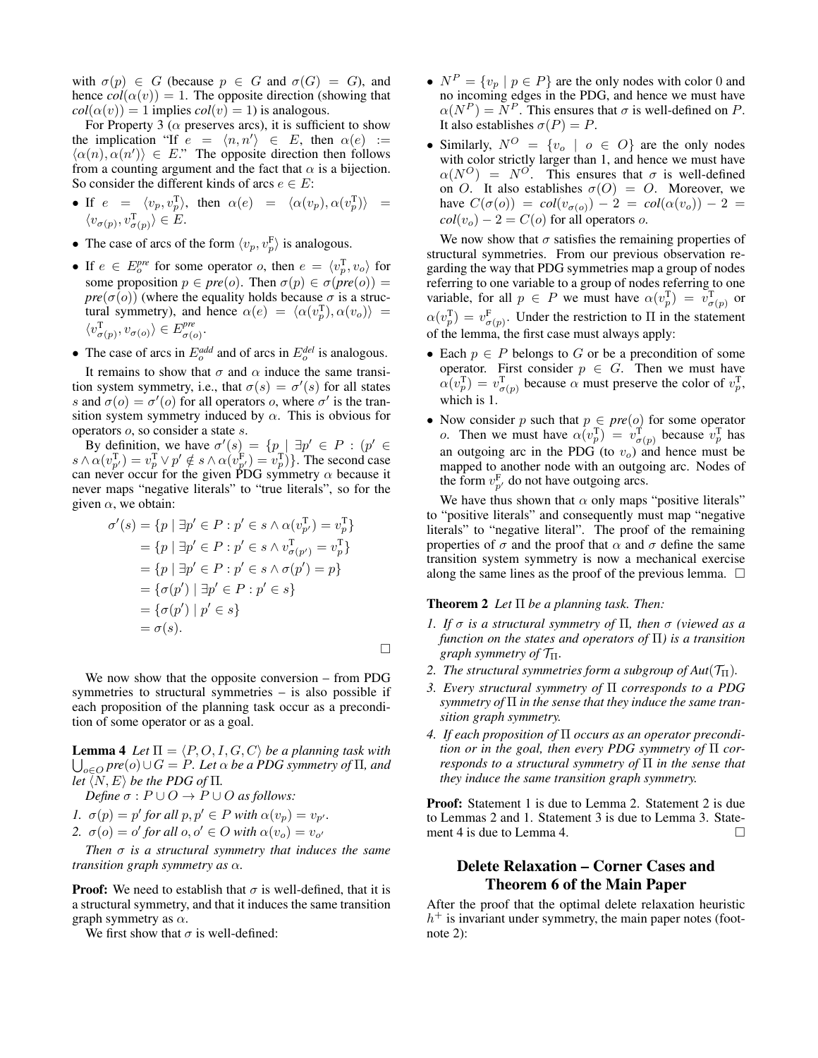with $\sigma(p) \in G$ (because $p \in G$ and $\sigma(G) = G$), and hence $col(\alpha(v)) = 1$. The opposite direction (showing that $col(\alpha(v)) = 1$ implies $col(v) = 1$) is analogous.

For Property 3 ($\alpha$ preserves arcs), it is sufficient to show the implication "If $e = \langle n, n' \rangle \in E$, then $\alpha(e) := \langle \alpha(n), \alpha(n') \rangle \in E$." The opposite direction then follows from a counting argument and the fact that $\alpha$ is a bijection. So consider the different kinds of arcs $e \in E$:

- If $e = \langle v_p, v_p^{\mathrm{T}} \rangle$, then $\alpha(e) = \langle \alpha(v_p), \alpha(v_p^{\mathrm{T}}) \rangle = \langle v_{\sigma(p)}, v_{\sigma(p)}^{\mathrm{T}} \rangle \in E$.
- The case of arcs of the form $\langle v_p, v_p^{\mathrm{F}} \rangle$ is analogous.
- If $e \in E_o^{pre}$ for some operator $o$, then $e = \langle v_p^{\mathrm{T}}, v_o \rangle$ for some proposition $p \in pre(o)$. Then $\sigma(p) \in \sigma(pre(o)) = pre(\sigma(o))$ (where the equality holds because $\sigma$ is a structural symmetry), and hence $\alpha(e) = \langle \alpha(v_p^{\mathrm{T}}), \alpha(v_o) \rangle = \langle v_{\sigma(p)}^{\mathrm{T}}, v_{\sigma(o)} \rangle \in E_{\sigma(o)}^{pre}$.
- The case of arcs in $E_o^{add}$ and of arcs in $E_o^{del}$ is analogous.

It remains to show that $\sigma$ and $\alpha$ induce the same transition system symmetry, i.e., that $\sigma(s) = \sigma'(s)$ for all states $s$ and $\sigma(o) = \sigma'(o)$ for all operators $o$, where $\sigma'$ is the transition system symmetry induced by $\alpha$. This is obvious for operators $o$, so consider a state $s$.

By definition, we have $\sigma'(s) = \{p \mid \exists p' \in P : (p' \in s \wedge \alpha(v_{p'}^{\mathrm{T}}) = v_p^{\mathrm{T}} \vee p' \notin s \wedge \alpha(v_{p'}^{\mathrm{F}}) = v_p^{\mathrm{T}})\}$. The second case can never occur for the given PDG symmetry $\alpha$ because it never maps "negative literals" to "true literals", so for the given $\alpha$, we obtain:

$$
\begin{aligned}
\sigma'(s) &= \{p \mid \exists p' \in P : p' \in s \wedge \alpha(v_{p'}^{\mathrm{T}}) = v_p^{\mathrm{T}}\} \\
&= \{p \mid \exists p' \in P : p' \in s \wedge v_{\sigma(p')}^{\mathrm{T}} = v_p^{\mathrm{T}}\} \\
&= \{p \mid \exists p' \in P : p' \in s \wedge \sigma(p') = p\} \\
&= \{\sigma(p') \mid \exists p' \in P : p' \in s\} \\
&= \{\sigma(p') \mid p' \in s\} \\
&= \sigma(s).
\end{aligned}
$$

□

We now show that the opposite conversion – from PDG symmetries to structural symmetries – is also possible if each proposition of the planning task occur as a precondition of some operator or as a goal.

**Lemma 4** *Let $\Pi = \langle P, O, I, G, C \rangle$ be a planning task with $\bigcup_{o \in O} pre(o) \cup G = P$. Let $\alpha$ be a PDG symmetry of $\Pi$, and let $\langle N, E \rangle$ be the PDG of $\Pi$.*

*Define $\sigma : P \cup O \to P \cup O$ as follows:*

1. *$\sigma(p) = p'$ for all $p, p' \in P$ with $\alpha(v_p) = v_{p'}$.*
2. *$\sigma(o) = o'$ for all $o, o' \in O$ with $\alpha(v_o) = v_{o'}$*

*Then $\sigma$ is a structural symmetry that induces the same transition graph symmetry as $\alpha$.*

**Proof:** We need to establish that $\sigma$ is well-defined, that it is a structural symmetry, and that it induces the same transition graph symmetry as $\alpha$.

We first show that $\sigma$ is well-defined:

- $N^P = \{v_p \mid p \in P\}$ are the only nodes with color 0 and no incoming edges in the PDG, and hence we must have $\alpha(N^P) = N^P$. This ensures that $\sigma$ is well-defined on $P$. It also establishes $\sigma(P) = P$.
- Similarly, $N^O = \{v_o \mid o \in O\}$ are the only nodes with color strictly larger than 1, and hence we must have $\alpha(N^O) = N^O$. This ensures that $\sigma$ is well-defined on $O$. It also establishes $\sigma(O) = O$. Moreover, we have $C(\sigma(o)) = col(v_{\sigma(o)}) - 2 = col(\alpha(v_o)) - 2 = col(v_o) - 2 = C(o)$ for all operators $o$.

We now show that $\sigma$ satisfies the remaining properties of structural symmetries. From our previous observation regarding the way that PDG symmetries map a group of nodes referring to one variable to a group of nodes referring to one variable, for all $p \in P$ we must have $\alpha(v_p^{\mathrm{T}}) = v_{\sigma(p)}^{\mathrm{T}}$ or $\alpha(v_p^{\mathrm{T}}) = v_{\sigma(p)}^{\mathrm{F}}$. Under the restriction to $\Pi$ in the statement of the lemma, the first case must always apply:

- Each $p \in P$ belongs to $G$ or be a precondition of some operator. First consider $p \in G$. Then we must have $\alpha(v_p^{\mathrm{T}}) = v_{\sigma(p)}^{\mathrm{T}}$ because $\alpha$ must preserve the color of $v_p^{\mathrm{T}}$, which is 1.
- Now consider $p$ such that $p \in pre(o)$ for some operator $o$. Then we must have $\alpha(v_p^{\mathrm{T}}) = v_{\sigma(p)}^{\mathrm{T}}$ because $v_p^{\mathrm{T}}$ has an outgoing arc in the PDG (to $v_o$) and hence must be mapped to another node with an outgoing arc. Nodes of the form $v_{p'}^{\mathrm{F}}$ do not have outgoing arcs.

We have thus shown that $\alpha$ only maps "positive literals" to "positive literals" and consequently must map "negative literals" to "negative literal". The proof of the remaining properties of $\sigma$ and the proof that $\alpha$ and $\sigma$ define the same transition system symmetry is now a mechanical exercise along the same lines as the proof of the previous lemma. □

**Theorem 2** *Let $\Pi$ be a planning task. Then:*

1. *If $\sigma$ is a structural symmetry of $\Pi$, then $\sigma$ (viewed as a function on the states and operators of $\Pi$) is a transition graph symmetry of $\mathcal{T}_\Pi$.*
2. *The structural symmetries form a subgroup of $Aut(\mathcal{T}_\Pi)$.*
3. *Every structural symmetry of $\Pi$ corresponds to a PDG symmetry of $\Pi$ in the sense that they induce the same transition graph symmetry.*
4. *If each proposition of $\Pi$ occurs as an operator precondition or in the goal, then every PDG symmetry of $\Pi$ corresponds to a structural symmetry of $\Pi$ in the sense that they induce the same transition graph symmetry.*

**Proof:** Statement 1 is due to Lemma 2. Statement 2 is due to Lemmas 2 and 1. Statement 3 is due to Lemma 3. Statement 4 is due to Lemma 4. □

## Delete Relaxation – Corner Cases and Theorem 6 of the Main Paper

After the proof that the optimal delete relaxation heuristic $h^+$ is invariant under symmetry, the main paper notes (footnote 2):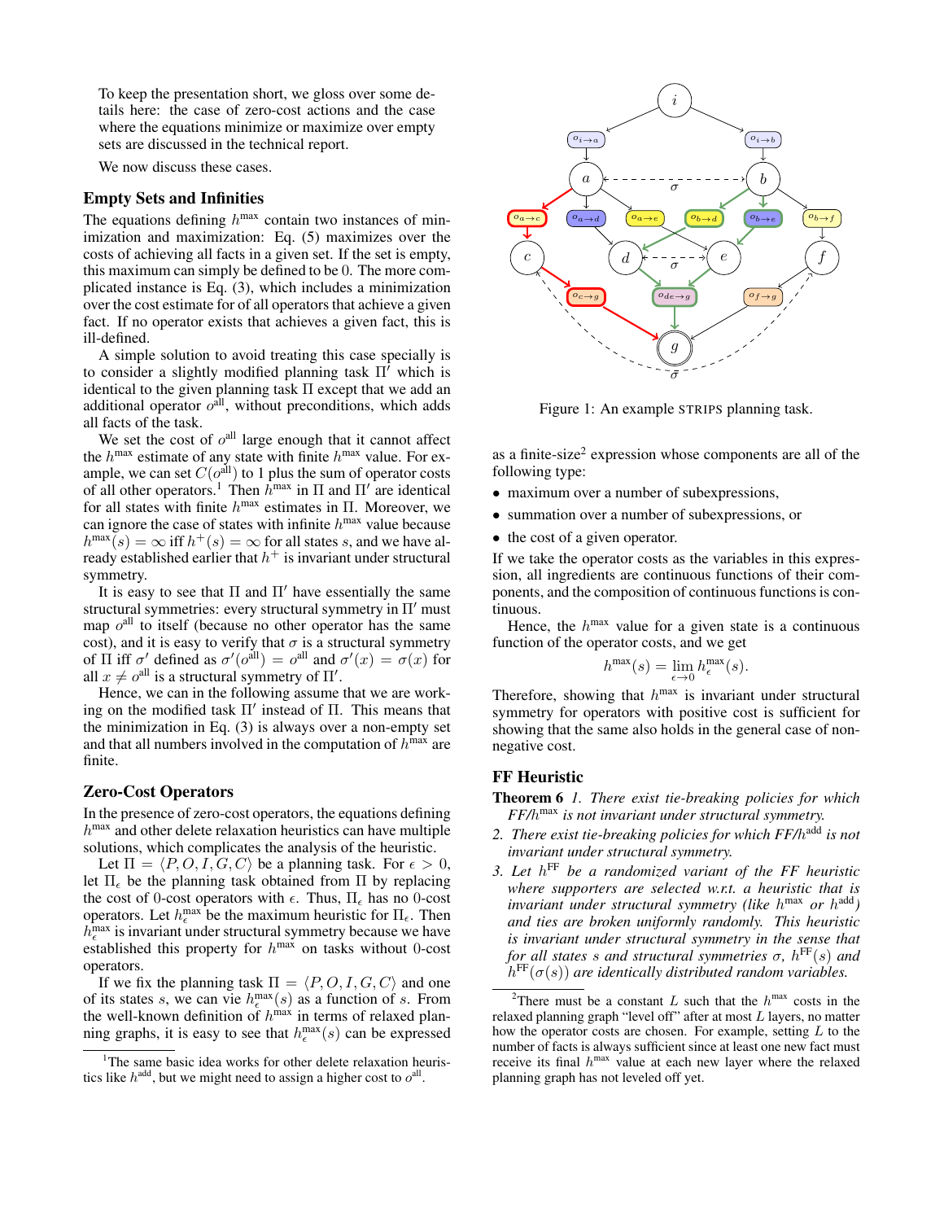To keep the presentation short, we gloss over some details here: the case of zero-cost actions and the case where the equations minimize or maximize over empty sets are discussed in the technical report.

We now discuss these cases.

## Empty Sets and Infinities

The equations defining $h^{\max}$ contain two instances of minimization and maximization: Eq. (5) maximizes over the costs of achieving all facts in a given set. If the set is empty, this maximum can simply be defined to be 0. The more complicated instance is Eq. (3), which includes a minimization over the cost estimate for of all operators that achieve a given fact. If no operator exists that achieves a given fact, this is ill-defined.

A simple solution to avoid treating this case specially is to consider a slightly modified planning task $\Pi'$ which is identical to the given planning task $\Pi$ except that we add an additional operator $o^{\text{all}}$, without preconditions, which adds all facts of the task.

We set the cost of $o^{\text{all}}$ large enough that it cannot affect the $h^{\max}$ estimate of any state with finite $h^{\max}$ value. For example, we can set $C(o^{\text{all}})$ to 1 plus the sum of operator costs of all other operators.[1] Then $h^{\max}$ in $\Pi$ and $\Pi'$ are identical for all states with finite $h^{\max}$ estimates in $\Pi$. Moreover, we can ignore the case of states with infinite $h^{\max}$ value because $h^{\max}(s) = \infty$ iff $h^{+}(s) = \infty$ for all states $s$, and we have already established earlier that $h^{+}$ is invariant under structural symmetry.

It is easy to see that $\Pi$ and $\Pi'$ have essentially the same structural symmetries: every structural symmetry in $\Pi'$ must map $o^{\text{all}}$ to itself (because no other operator has the same cost), and it is easy to verify that $\sigma$ is a structural symmetry of $\Pi$ iff $\sigma'$ defined as $\sigma'(o^{\text{all}}) = o^{\text{all}}$ and $\sigma'(x) = \sigma(x)$ for all $x \neq o^{\text{all}}$ is a structural symmetry of $\Pi'$.

Hence, we can in the following assume that we are working on the modified task $\Pi'$ instead of $\Pi$. This means that the minimization in Eq. (3) is always over a non-empty set and that all numbers involved in the computation of $h^{\max}$ are finite.

## Zero-Cost Operators

In the presence of zero-cost operators, the equations defining $h^{\max}$ and other delete relaxation heuristics can have multiple solutions, which complicates the analysis of the heuristic.

Let $\Pi = \langle P, O, I, G, C \rangle$ be a planning task. For $\epsilon > 0$, let $\Pi_\epsilon$ be the planning task obtained from $\Pi$ by replacing the cost of 0-cost operators with $\epsilon$. Thus, $\Pi_\epsilon$ has no 0-cost operators. Let $h^{\max}_\epsilon$ be the maximum heuristic for $\Pi_\epsilon$. Then $h^{\max}_\epsilon$ is invariant under structural symmetry because we have established this property for $h^{\max}$ on tasks without 0-cost operators.

If we fix the planning task $\Pi = \langle P, O, I, G, C \rangle$ and one of its states $s$, we can vie $h^{\max}_\epsilon(s)$ as a function of $s$. From the well-known definition of $h^{\max}$ in terms of relaxed planning graphs, it is easy to see that $h^{\max}_\epsilon(s)$ can be expressed as a finite-size[2] expression whose components are all of the following type:

- maximum over a number of subexpressions,
- summation over a number of subexpressions, or
- the cost of a given operator.

If we take the operator costs as the variables in this expression, all ingredients are continuous functions of their components, and the composition of continuous functions is continuous.

Hence, the $h^{\max}$ value for a given state is a continuous function of the operator costs, and we get

$$h^{\max}(s) = \lim_{\epsilon \to 0} h^{\max}_\epsilon(s).$$

Therefore, showing that $h^{\max}$ is invariant under structural symmetry for operators with positive cost is sufficient for showing that the same also holds in the general case of non-negative cost.

Figure 1: An example STRIPS planning task.

## FF Heuristic

**Theorem 6** *1. There exist tie-breaking policies for which FF/$h^{\max}$ is not invariant under structural symmetry.*

*2. There exist tie-breaking policies for which FF/$h^{\text{add}}$ is not invariant under structural symmetry.*

*3. Let $h^{\text{FF}}$ be a randomized variant of the FF heuristic where supporters are selected w.r.t. a heuristic that is invariant under structural symmetry (like $h^{\max}$ or $h^{\text{add}}$) and ties are broken uniformly randomly. This heuristic is invariant under structural symmetry in the sense that for all states $s$ and structural symmetries $\sigma$, $h^{\text{FF}}(s)$ and $h^{\text{FF}}(\sigma(s))$ are identically distributed random variables.*

---

[1] The same basic idea works for other delete relaxation heuristics like $h^{\text{add}}$, but we might need to assign a higher cost to $o^{\text{all}}$.

[2] There must be a constant $L$ such that the $h^{\max}$ costs in the relaxed planning graph "level off" after at most $L$ layers, no matter how the operator costs are chosen. For example, setting $L$ to the number of facts is always sufficient since at least one new fact must receive its final $h^{\max}$ value at each new layer where the relaxed planning graph has not leveled off yet.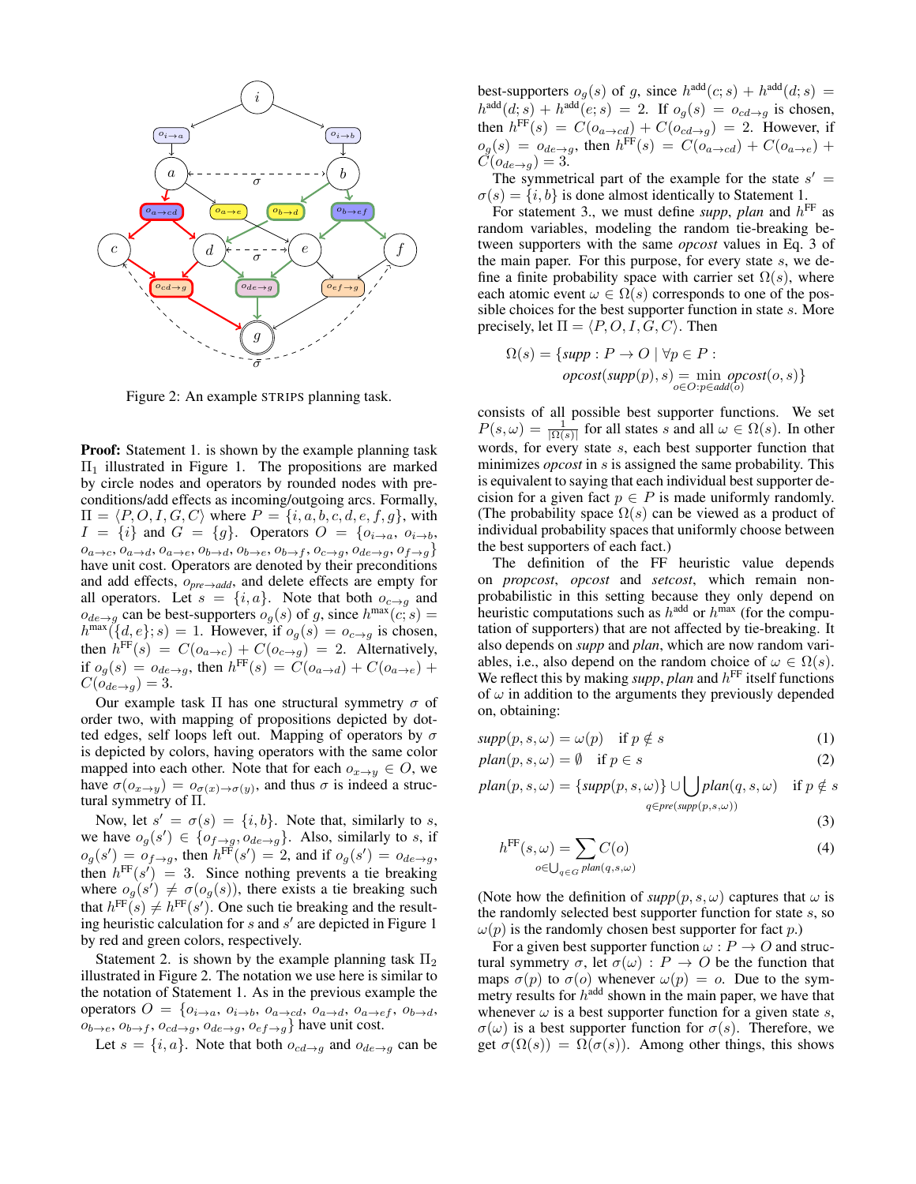Figure 2: An example STRIPS planning task.

**Proof:** Statement 1. is shown by the example planning task $\Pi_1$ illustrated in Figure 1. The propositions are marked by circle nodes and operators by rounded nodes with preconditions/add effects as incoming/outgoing arcs. Formally, $\Pi = \langle P, O, I, G, C\rangle$ where $P = \{i, a, b, c, d, e, f, g\}$, with $I = \{i\}$ and $G = \{g\}$. Operators $O = \{o_{i\to a}, o_{i\to b}, o_{a\to c}, o_{a\to d}, o_{a\to e}, o_{b\to d}, o_{b\to e}, o_{b\to f}, o_{c\to g}, o_{de\to g}, o_{f\to g}\}$ have unit cost. Operators are denoted by their preconditions and add effects, $o_{pre\to add}$, and delete effects are empty for all operators. Let $s = \{i, a\}$. Note that both $o_{c\to g}$ and $o_{de\to g}$ can be best-supporters $o_g(s)$ of $g$, since $h^{\max}(c; s) = h^{\max}(\{d, e\}; s) = 1$. However, if $o_g(s) = o_{c\to g}$ is chosen, then $h^{\text{FF}}(s) = C(o_{a\to c}) + C(o_{c\to g}) = 2$. Alternatively, if $o_g(s) = o_{de\to g}$, then $h^{\text{FF}}(s) = C(o_{a\to d}) + C(o_{a\to e}) + C(o_{de\to g}) = 3$.

Our example task $\Pi$ has one structural symmetry $\sigma$ of order two, with mapping of propositions depicted by dotted edges, self loops left out. Mapping of operators by $\sigma$ is depicted by colors, having operators with the same color mapped into each other. Note that for each $o_{x\to y} \in O$, we have $\sigma(o_{x\to y}) = o_{\sigma(x)\to\sigma(y)}$, and thus $\sigma$ is indeed a structural symmetry of $\Pi$.

Now, let $s' = \sigma(s) = \{i, b\}$. Note that, similarly to $s$, we have $o_g(s') \in \{o_{f\to g}, o_{de\to g}\}$. Also, similarly to $s$, if $o_g(s') = o_{f\to g}$, then $h^{\text{FF}}(s') = 2$, and if $o_g(s') = o_{de\to g}$, then $h^{\text{FF}}(s') = 3$. Since nothing prevents a tie breaking where $o_g(s') \neq \sigma(o_g(s))$, there exists a tie breaking such that $h^{\text{FF}}(s) \neq h^{\text{FF}}(s')$. One such tie breaking and the resulting heuristic calculation for $s$ and $s'$ are depicted in Figure 1 by red and green colors, respectively.

Statement 2. is shown by the example planning task $\Pi_2$ illustrated in Figure 2. The notation we use here is similar to the notation of Statement 1. As in the previous example the operators $O = \{o_{i\to a}, o_{i\to b}, o_{a\to cd}, o_{a\to d}, o_{a\to ef}, o_{b\to d}, o_{b\to e}, o_{b\to f}, o_{cd\to g}, o_{de\to g}, o_{ef\to g}\}$ have unit cost.

Let $s = \{i, a\}$. Note that both $o_{cd\to g}$ and $o_{de\to g}$ can be best-supporters $o_g(s)$ of $g$, since $h^{\text{add}}(c; s) + h^{\text{add}}(d; s) = h^{\text{add}}(d; s) + h^{\text{add}}(e; s) = 2$. If $o_g(s) = o_{cd\to g}$ is chosen, then $h^{\text{FF}}(s) = C(o_{a\to cd}) + C(o_{cd\to g}) = 2$. However, if $o_g(s) = o_{de\to g}$, then $h^{\text{FF}}(s) = C(o_{a\to cd}) + C(o_{a\to e}) + C(o_{de\to g}) = 3$.

The symmetrical part of the example for the state $s' = \sigma(s) = \{i, b\}$ is done almost identically to Statement 1.

For statement 3., we must define *supp*, *plan* and $h^{\text{FF}}$ as random variables, modeling the random tie-breaking between supporters with the same *opcost* values in Eq. 3 of the main paper. For this purpose, for every state $s$, we define a finite probability space with carrier set $\Omega(s)$, where each atomic event $\omega \in \Omega(s)$ corresponds to one of the possible choices for the best supporter function in state $s$. More precisely, let $\Pi = \langle P, O, I, G, C\rangle$. Then

$$\Omega(s) = \{supp : P \to O \mid \forall p \in P : \\ opcost(supp(p), s) = \min_{o\in O: p\in add(o)} opcost(o, s)\}$$

consists of all possible best supporter functions. We set $P(s, \omega) = \frac{1}{|\Omega(s)|}$ for all states $s$ and all $\omega \in \Omega(s)$. In other words, for every state $s$, each best supporter function that minimizes *opcost* in $s$ is assigned the same probability. This is equivalent to saying that each individual best supporter decision for a given fact $p \in P$ is made uniformly randomly. (The probability space $\Omega(s)$ can be viewed as a product of individual probability spaces that uniformly choose between the best supporters of each fact.)

The definition of the FF heuristic value depends on *propcost*, *opcost* and *setcost*, which remain non-probabilistic in this setting because they only depend on heuristic computations such as $h^{\text{add}}$ or $h^{\max}$ (for the computation of supporters) that are not affected by tie-breaking. It also depends on *supp* and *plan*, which are now random variables, i.e., also depend on the random choice of $\omega \in \Omega(s)$. We reflect this by making *supp*, *plan* and $h^{\text{FF}}$ itself functions of $\omega$ in addition to the arguments they previously depended on, obtaining:

$$supp(p, s, \omega) = \omega(p) \quad \text{if } p \notin s \tag{1}$$

$$plan(p, s, \omega) = \emptyset \quad \text{if } p \in s \tag{2}$$

$$plan(p, s, \omega) = \{supp(p, s, \omega)\} \cup \bigcup_{q\in pre(supp(p,s,\omega))} plan(q, s, \omega) \quad \text{if } p \notin s \tag{3}$$

$$h^{\text{FF}}(s, \omega) = \sum_{o\in\bigcup_{q\in G} plan(q,s,\omega)} C(o) \tag{4}$$

(Note how the definition of $supp(p, s, \omega)$ captures that $\omega$ is the randomly selected best supporter function for state $s$, so $\omega(p)$ is the randomly chosen best supporter for fact $p$.)

For a given best supporter function $\omega : P \to O$ and structural symmetry $\sigma$, let $\sigma(\omega) : P \to O$ be the function that maps $\sigma(p)$ to $\sigma(o)$ whenever $\omega(p) = o$. Due to the symmetry results for $h^{\text{add}}$ shown in the main paper, we have that whenever $\omega$ is a best supporter function for a given state $s$, $\sigma(\omega)$ is a best supporter function for $\sigma(s)$. Therefore, we get $\sigma(\Omega(s)) = \Omega(\sigma(s))$. Among other things, this shows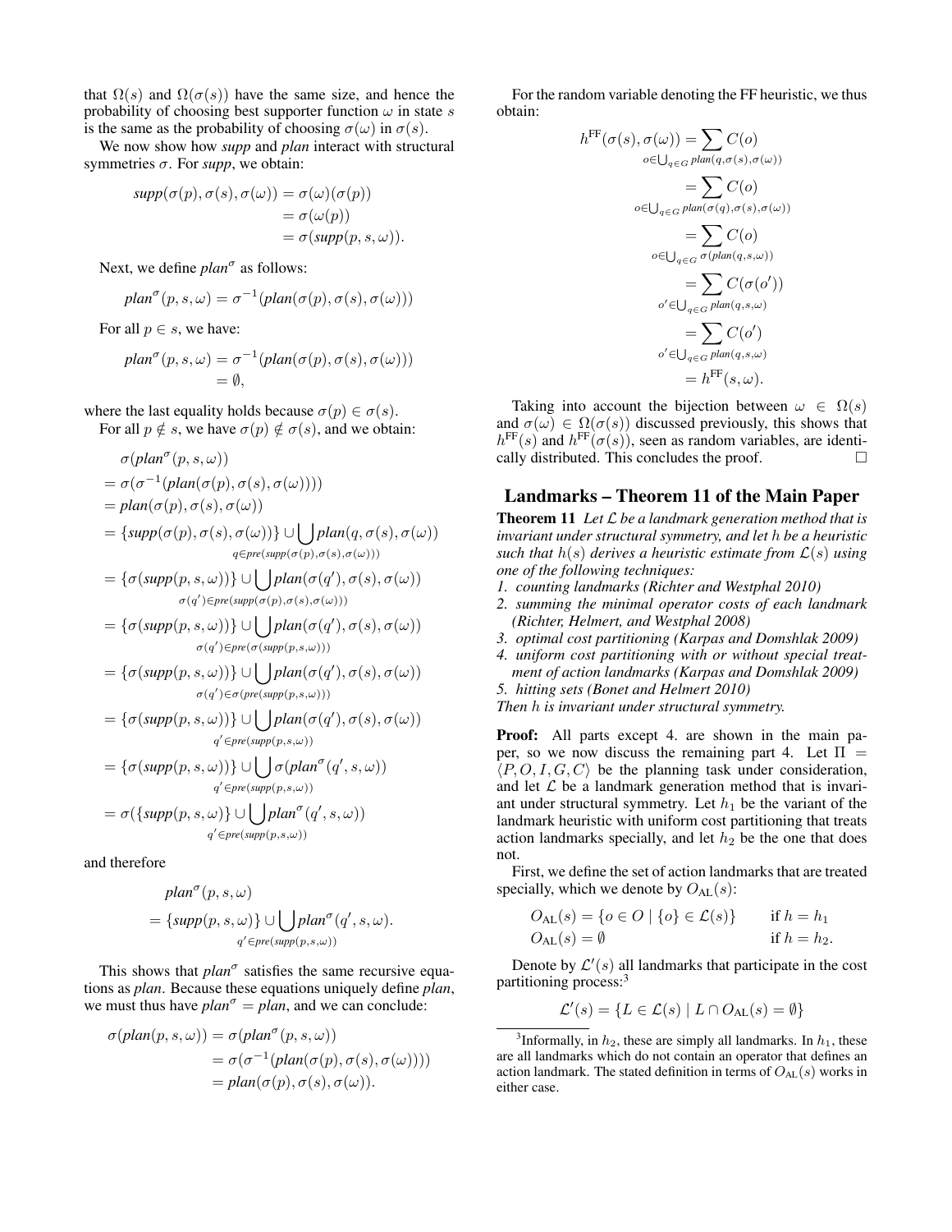that $\Omega(s)$ and $\Omega(\sigma(s))$ have the same size, and hence the probability of choosing best supporter function $\omega$ in state $s$ is the same as the probability of choosing $\sigma(\omega)$ in $\sigma(s)$.

We now show how *supp* and *plan* interact with structural symmetries $\sigma$. For *supp*, we obtain:

$$\begin{aligned} \mathit{supp}(\sigma(p), \sigma(s), \sigma(\omega)) &= \sigma(\omega)(\sigma(p)) \\ &= \sigma(\omega(p)) \\ &= \sigma(\mathit{supp}(p, s, \omega)). \end{aligned}$$

Next, we define $\mathit{plan}^\sigma$ as follows:

$$\mathit{plan}^\sigma(p, s, \omega) = \sigma^{-1}(\mathit{plan}(\sigma(p), \sigma(s), \sigma(\omega)))$$

For all $p \in s$, we have:

$$\begin{aligned} \mathit{plan}^\sigma(p, s, \omega) &= \sigma^{-1}(\mathit{plan}(\sigma(p), \sigma(s), \sigma(\omega))) \\ &= \emptyset, \end{aligned}$$

where the last equality holds because $\sigma(p) \in \sigma(s)$.

For all $p \notin s$, we have $\sigma(p) \notin \sigma(s)$, and we obtain:

$$\begin{aligned} &\sigma(\mathit{plan}^\sigma(p, s, \omega)) \\ &= \sigma(\sigma^{-1}(\mathit{plan}(\sigma(p), \sigma(s), \sigma(\omega)))) \\ &= \mathit{plan}(\sigma(p), \sigma(s), \sigma(\omega)) \\ &= \{\mathit{supp}(\sigma(p), \sigma(s), \sigma(\omega))\} \cup \bigcup_{q \in \mathit{pre}(\mathit{supp}(\sigma(p), \sigma(s), \sigma(\omega)))} \mathit{plan}(q, \sigma(s), \sigma(\omega)) \\ &= \{\sigma(\mathit{supp}(p, s, \omega))\} \cup \bigcup_{\sigma(q') \in \mathit{pre}(\mathit{supp}(\sigma(p), \sigma(s), \sigma(\omega)))} \mathit{plan}(\sigma(q'), \sigma(s), \sigma(\omega)) \\ &= \{\sigma(\mathit{supp}(p, s, \omega))\} \cup \bigcup_{\sigma(q') \in \mathit{pre}(\sigma(\mathit{supp}(p, s, \omega)))} \mathit{plan}(\sigma(q'), \sigma(s), \sigma(\omega)) \\ &= \{\sigma(\mathit{supp}(p, s, \omega))\} \cup \bigcup_{\sigma(q') \in \sigma(\mathit{pre}(\mathit{supp}(p, s, \omega)))} \mathit{plan}(\sigma(q'), \sigma(s), \sigma(\omega)) \\ &= \{\sigma(\mathit{supp}(p, s, \omega))\} \cup \bigcup_{q' \in \mathit{pre}(\mathit{supp}(p, s, \omega))} \mathit{plan}(\sigma(q'), \sigma(s), \sigma(\omega)) \\ &= \{\sigma(\mathit{supp}(p, s, \omega))\} \cup \bigcup_{q' \in \mathit{pre}(\mathit{supp}(p, s, \omega))} \sigma(\mathit{plan}^\sigma(q', s, \omega)) \\ &= \sigma(\{\mathit{supp}(p, s, \omega)\} \cup \bigcup_{q' \in \mathit{pre}(\mathit{supp}(p, s, \omega))} \mathit{plan}^\sigma(q', s, \omega)) \end{aligned}$$

and therefore

$$\begin{aligned} &\mathit{plan}^\sigma(p, s, \omega) \\ &= \{\mathit{supp}(p, s, \omega)\} \cup \bigcup_{q' \in \mathit{pre}(\mathit{supp}(p, s, \omega))} \mathit{plan}^\sigma(q', s, \omega). \end{aligned}$$

This shows that $\mathit{plan}^\sigma$ satisfies the same recursive equations as *plan*. Because these equations uniquely define *plan*, we must thus have $\mathit{plan}^\sigma = \mathit{plan}$, and we can conclude:

$$\begin{aligned} \sigma(\mathit{plan}(p, s, \omega)) &= \sigma(\mathit{plan}^\sigma(p, s, \omega)) \\ &= \sigma(\sigma^{-1}(\mathit{plan}(\sigma(p), \sigma(s), \sigma(\omega)))) \\ &= \mathit{plan}(\sigma(p), \sigma(s), \sigma(\omega)). \end{aligned}$$

For the random variable denoting the FF heuristic, we thus obtain:

$$\begin{aligned} h^{\mathrm{FF}}(\sigma(s), \sigma(\omega)) &= \sum_{o \in \bigcup_{q \in G} \mathit{plan}(q, \sigma(s), \sigma(\omega))} C(o) \\ &= \sum_{o \in \bigcup_{q \in G} \mathit{plan}(\sigma(q), \sigma(s), \sigma(\omega))} C(o) \\ &= \sum_{o \in \bigcup_{q \in G} \sigma(\mathit{plan}(q, s, \omega))} C(o) \\ &= \sum_{o' \in \bigcup_{q \in G} \mathit{plan}(q, s, \omega)} C(\sigma(o')) \\ &= \sum_{o' \in \bigcup_{q \in G} \mathit{plan}(q, s, \omega)} C(o') \\ &= h^{\mathrm{FF}}(s, \omega). \end{aligned}$$

Taking into account the bijection between $\omega \in \Omega(s)$ and $\sigma(\omega) \in \Omega(\sigma(s))$ discussed previously, this shows that $h^{\mathrm{FF}}(s)$ and $h^{\mathrm{FF}}(\sigma(s))$, seen as random variables, are identically distributed. This concludes the proof. □

## Landmarks – Theorem 11 of the Main Paper

**Theorem 11** *Let $\mathcal{L}$ be a landmark generation method that is invariant under structural symmetry, and let $h$ be a heuristic such that $h(s)$ derives a heuristic estimate from $\mathcal{L}(s)$ using one of the following techniques:*
*1. counting landmarks (Richter and Westphal 2010)*
*2. summing the minimal operator costs of each landmark (Richter, Helmert, and Westphal 2008)*
*3. optimal cost partitioning (Karpas and Domshlak 2009)*
*4. uniform cost partitioning with or without special treatment of action landmarks (Karpas and Domshlak 2009)*
*5. hitting sets (Bonet and Helmert 2010)*
*Then $h$ is invariant under structural symmetry.*

**Proof:** All parts except 4. are shown in the main paper, so we now discuss the remaining part 4. Let $\Pi = \langle P, O, I, G, C \rangle$ be the planning task under consideration, and let $\mathcal{L}$ be a landmark generation method that is invariant under structural symmetry. Let $h_1$ be the variant of the landmark heuristic with uniform cost partitioning that treats action landmarks specially, and let $h_2$ be the one that does not.

First, we define the set of action landmarks that are treated specially, which we denote by $O_{\mathrm{AL}}(s)$:

$$\begin{aligned} O_{\mathrm{AL}}(s) &= \{o \in O \mid \{o\} \in \mathcal{L}(s)\} && \text{if } h = h_1 \\ O_{\mathrm{AL}}(s) &= \emptyset && \text{if } h = h_2. \end{aligned}$$

Denote by $\mathcal{L}'(s)$ all landmarks that participate in the cost partitioning process:[3]

$$\mathcal{L}'(s) = \{L \in \mathcal{L}(s) \mid L \cap O_{\mathrm{AL}}(s) = \emptyset\}$$

[3] Informally, in $h_2$, these are simply all landmarks. In $h_1$, these are all landmarks which do not contain an operator that defines an action landmark. The stated definition in terms of $O_{\mathrm{AL}}(s)$ works in either case.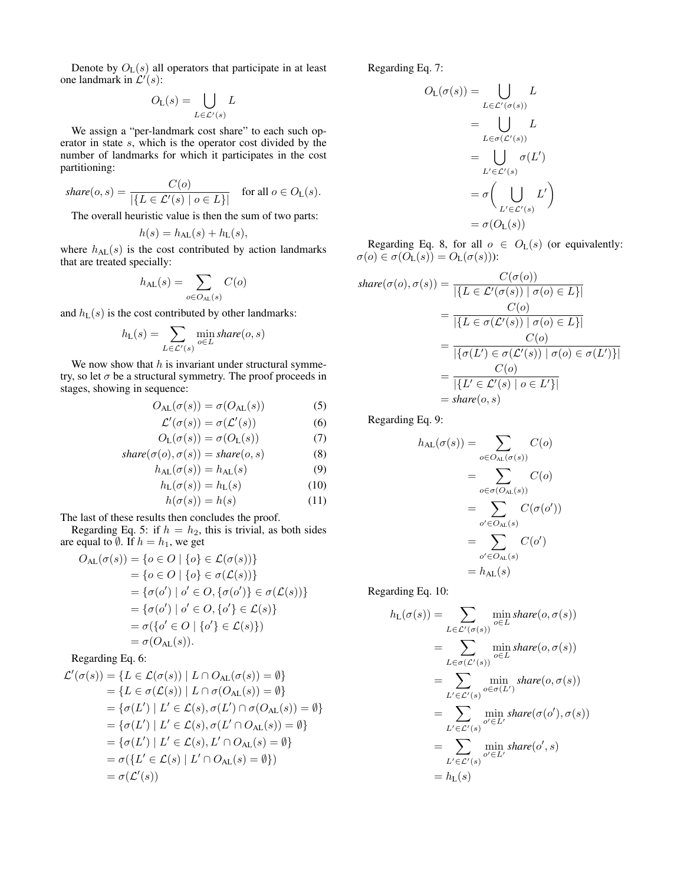Denote by $O_{\mathrm{L}}(s)$ all operators that participate in at least one landmark in $\mathcal{L}'(s)$:

$$O_{\mathrm{L}}(s) = \bigcup_{L \in \mathcal{L}'(s)} L$$

We assign a "per-landmark cost share" to each such operator in state $s$, which is the operator cost divided by the number of landmarks for which it participates in the cost partitioning:

$$\textit{share}(o, s) = \frac{C(o)}{|\{L \in \mathcal{L}'(s) \mid o \in L\}|} \quad \text{for all } o \in O_{\mathrm{L}}(s).$$

The overall heuristic value is then the sum of two parts:

$$h(s) = h_{\mathrm{AL}}(s) + h_{\mathrm{L}}(s),$$

where $h_{\mathrm{AL}}(s)$ is the cost contributed by action landmarks that are treated specially:

$$h_{\mathrm{AL}}(s) = \sum_{o \in O_{\mathrm{AL}}(s)} C(o)$$

and $h_{\mathrm{L}}(s)$ is the cost contributed by other landmarks:

$$h_{\mathrm{L}}(s) = \sum_{L \in \mathcal{L}'(s)} \min_{o \in L} \textit{share}(o, s)$$

We now show that $h$ is invariant under structural symmetry, so let $\sigma$ be a structural symmetry. The proof proceeds in stages, showing in sequence:

$$O_{\mathrm{AL}}(\sigma(s)) = \sigma(O_{\mathrm{AL}}(s)) \tag{5}$$
$$\mathcal{L}'(\sigma(s)) = \sigma(\mathcal{L}'(s)) \tag{6}$$
$$O_{\mathrm{L}}(\sigma(s)) = \sigma(O_{\mathrm{L}}(s)) \tag{7}$$
$$\textit{share}(\sigma(o), \sigma(s)) = \textit{share}(o, s) \tag{8}$$
$$h_{\mathrm{AL}}(\sigma(s)) = h_{\mathrm{AL}}(s) \tag{9}$$
$$h_{\mathrm{L}}(\sigma(s)) = h_{\mathrm{L}}(s) \tag{10}$$
$$h(\sigma(s)) = h(s) \tag{11}$$

The last of these results then concludes the proof.

Regarding Eq. 5: if $h = h_2$, this is trivial, as both sides are equal to $\emptyset$. If $h = h_1$, we get

$$\begin{aligned}
O_{\mathrm{AL}}(\sigma(s)) &= \{o \in O \mid \{o\} \in \mathcal{L}(\sigma(s))\} \\
&= \{o \in O \mid \{o\} \in \sigma(\mathcal{L}(s))\} \\
&= \{\sigma(o') \mid o' \in O, \{\sigma(o')\} \in \sigma(\mathcal{L}(s))\} \\
&= \{\sigma(o') \mid o' \in O, \{o'\} \in \mathcal{L}(s)\} \\
&= \sigma(\{o' \in O \mid \{o'\} \in \mathcal{L}(s)\}) \\
&= \sigma(O_{\mathrm{AL}}(s)).
\end{aligned}$$

Regarding Eq. 6:

$$\begin{aligned}
\mathcal{L}'(\sigma(s)) &= \{L \in \mathcal{L}(\sigma(s)) \mid L \cap O_{\mathrm{AL}}(\sigma(s)) = \emptyset\} \\
&= \{L \in \sigma(\mathcal{L}(s)) \mid L \cap \sigma(O_{\mathrm{AL}}(s)) = \emptyset\} \\
&= \{\sigma(L') \mid L' \in \mathcal{L}(s), \sigma(L') \cap \sigma(O_{\mathrm{AL}}(s)) = \emptyset\} \\
&= \{\sigma(L') \mid L' \in \mathcal{L}(s), \sigma(L' \cap O_{\mathrm{AL}}(s)) = \emptyset\} \\
&= \{\sigma(L') \mid L' \in \mathcal{L}(s), L' \cap O_{\mathrm{AL}}(s) = \emptyset\} \\
&= \sigma(\{L' \in \mathcal{L}(s) \mid L' \cap O_{\mathrm{AL}}(s) = \emptyset\}) \\
&= \sigma(\mathcal{L}'(s))
\end{aligned}$$

Regarding Eq. 7:

$$\begin{aligned}
O_{\mathrm{L}}(\sigma(s)) &= \bigcup_{L \in \mathcal{L}'(\sigma(s))} L \\
&= \bigcup_{L \in \sigma(\mathcal{L}'(s))} L \\
&= \bigcup_{L' \in \mathcal{L}'(s)} \sigma(L') \\
&= \sigma\Big( \bigcup_{L' \in \mathcal{L}'(s)} L' \Big) \\
&= \sigma(O_{\mathrm{L}}(s))
\end{aligned}$$

Regarding Eq. 8, for all $o \in O_{\mathrm{L}}(s)$ (or equivalently: $\sigma(o) \in \sigma(O_{\mathrm{L}}(s)) = O_{\mathrm{L}}(\sigma(s))$):

$$\begin{aligned}
\textit{share}(\sigma(o), \sigma(s)) &= \frac{C(\sigma(o))}{|\{L \in \mathcal{L}'(\sigma(s)) \mid \sigma(o) \in L\}|} \\
&= \frac{C(o)}{|\{L \in \sigma(\mathcal{L}'(s)) \mid \sigma(o) \in L\}|} \\
&= \frac{C(o)}{|\{\sigma(L') \in \sigma(\mathcal{L}'(s)) \mid \sigma(o) \in \sigma(L')\}|} \\
&= \frac{C(o)}{|\{L' \in \mathcal{L}'(s) \mid o \in L'\}|} \\
&= \textit{share}(o, s)
\end{aligned}$$

Regarding Eq. 9:

$$\begin{aligned}
h_{\mathrm{AL}}(\sigma(s)) &= \sum_{o \in O_{\mathrm{AL}}(\sigma(s))} C(o) \\
&= \sum_{o \in \sigma(O_{\mathrm{AL}}(s))} C(o) \\
&= \sum_{o' \in O_{\mathrm{AL}}(s)} C(\sigma(o')) \\
&= \sum_{o' \in O_{\mathrm{AL}}(s)} C(o') \\
&= h_{\mathrm{AL}}(s)
\end{aligned}$$

Regarding Eq. 10:

$$\begin{aligned}
h_{\mathrm{L}}(\sigma(s)) &= \sum_{L \in \mathcal{L}'(\sigma(s))} \min_{o \in L} \textit{share}(o, \sigma(s)) \\
&= \sum_{L \in \sigma(\mathcal{L}'(s))} \min_{o \in L} \textit{share}(o, \sigma(s)) \\
&= \sum_{L' \in \mathcal{L}'(s)} \min_{o \in \sigma(L')} \textit{share}(o, \sigma(s)) \\
&= \sum_{L' \in \mathcal{L}'(s)} \min_{o' \in L'} \textit{share}(\sigma(o'), \sigma(s)) \\
&= \sum_{L' \in \mathcal{L}'(s)} \min_{o' \in L'} \textit{share}(o', s) \\
&= h_{\mathrm{L}}(s)
\end{aligned}$$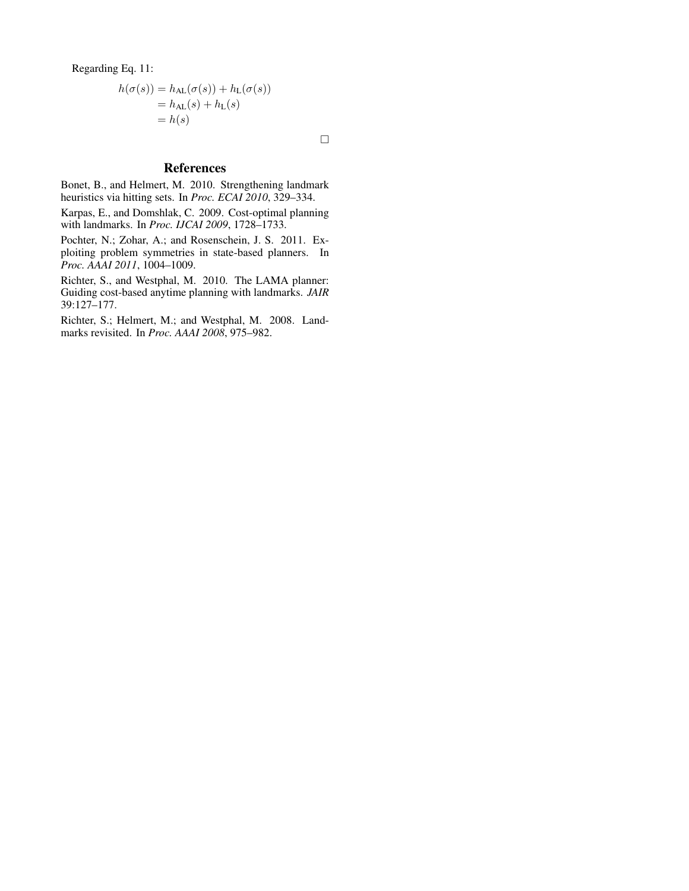Regarding Eq. 11:

$$
\begin{aligned}
h(\sigma(s)) &= h_{\mathrm{AL}}(\sigma(s)) + h_{\mathrm{L}}(\sigma(s)) \\
&= h_{\mathrm{AL}}(s) + h_{\mathrm{L}}(s) \\
&= h(s)
\end{aligned}
$$

□

## References

Bonet, B., and Helmert, M. 2010. Strengthening landmark heuristics via hitting sets. In *Proc. ECAI 2010*, 329–334.

Karpas, E., and Domshlak, C. 2009. Cost-optimal planning with landmarks. In *Proc. IJCAI 2009*, 1728–1733.

Pochter, N.; Zohar, A.; and Rosenschein, J. S. 2011. Exploiting problem symmetries in state-based planners. In *Proc. AAAI 2011*, 1004–1009.

Richter, S., and Westphal, M. 2010. The LAMA planner: Guiding cost-based anytime planning with landmarks. *JAIR* 39:127–177.

Richter, S.; Helmert, M.; and Westphal, M. 2008. Landmarks revisited. In *Proc. AAAI 2008*, 975–982.